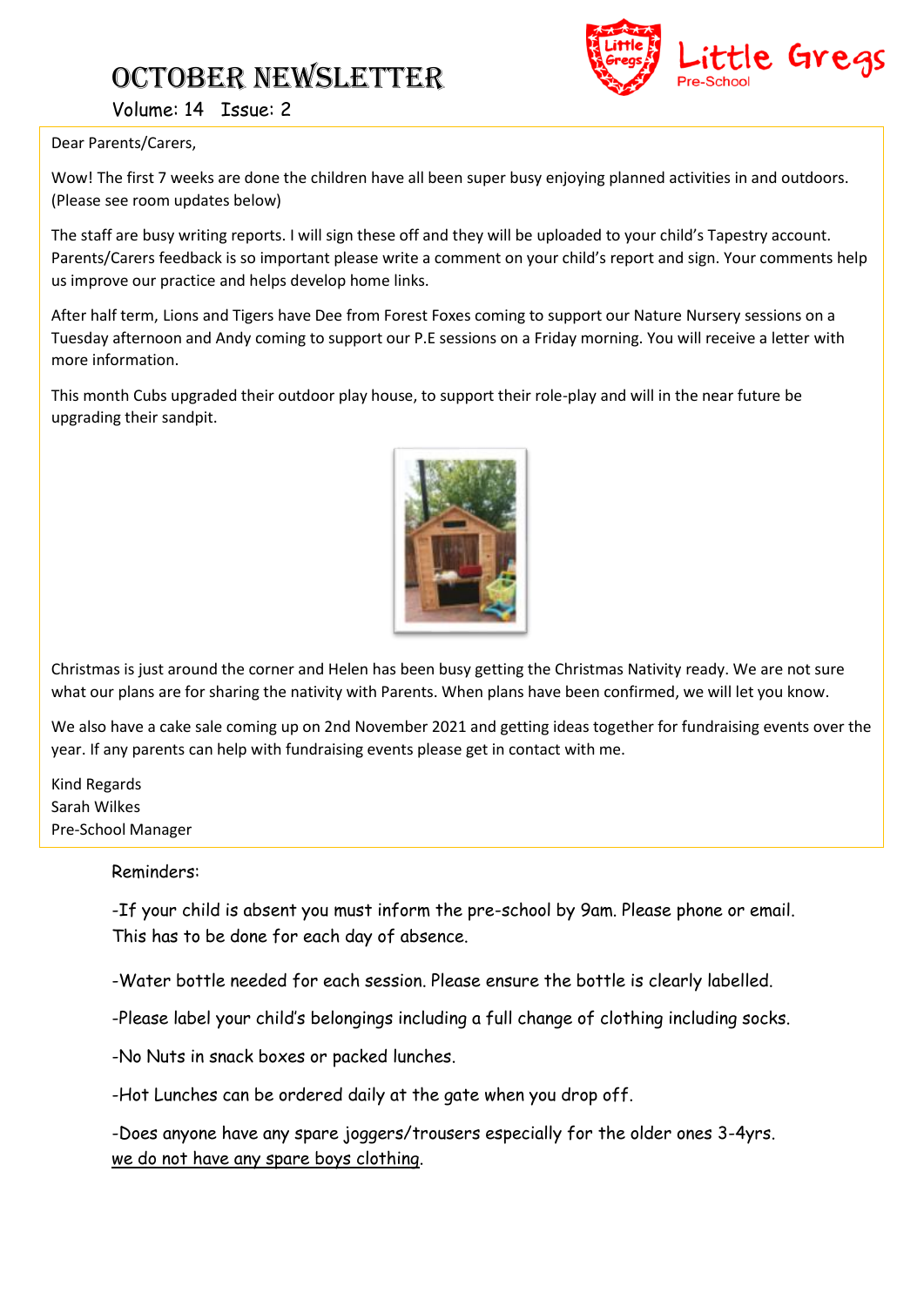# OCTOBER NEWSLETTER

Volume: 14 Issue: 2

Little Gregs Pre-School

Dear Parents/Carers,

Wow! The first 7 weeks are done the children have all been super busy enjoying planned activities in and outdoors. (Please see room updates below)

The staff are busy writing reports. I will sign these off and they will be uploaded to your child's Tapestry account. Parents/Carers feedback is so important please write a comment on your child's report and sign. Your comments help us improve our practice and helps develop home links.

After half term, Lions and Tigers have Dee from Forest Foxes coming to support our Nature Nursery sessions on a Tuesday afternoon and Andy coming to support our P.E sessions on a Friday morning. You will receive a letter with more information.

This month Cubs upgraded their outdoor play house, to support their role-play and will in the near future be upgrading their sandpit.

Christmas is just around the corner and Helen has been busy getting the Christmas Nativity ready. We are not sure what our plans are for sharing the nativity with Parents. When plans have been confirmed, we will let you know.

We also have a cake sale coming up on 2nd November 2021 and getting ideas together for fundraising events over the year. If any parents can help with fundraising events please get in contact with me.

Kind Regards  
Sarah Wilkes  
Pre-School Manager

Reminders:

-If your child is absent you must inform the pre-school by 9am. Please phone or email. This has to be done for each day of absence.

-Water bottle needed for each session. Please ensure the bottle is clearly labelled.

-Please label your child's belongings including a full change of clothing including socks.

-No Nuts in snack boxes or packed lunches.

-Hot Lunches can be ordered daily at the gate when you drop off.

-Does anyone have any spare joggers/trousers especially for the older ones 3-4yrs. <u>we do not have any spare boys clothing</u>.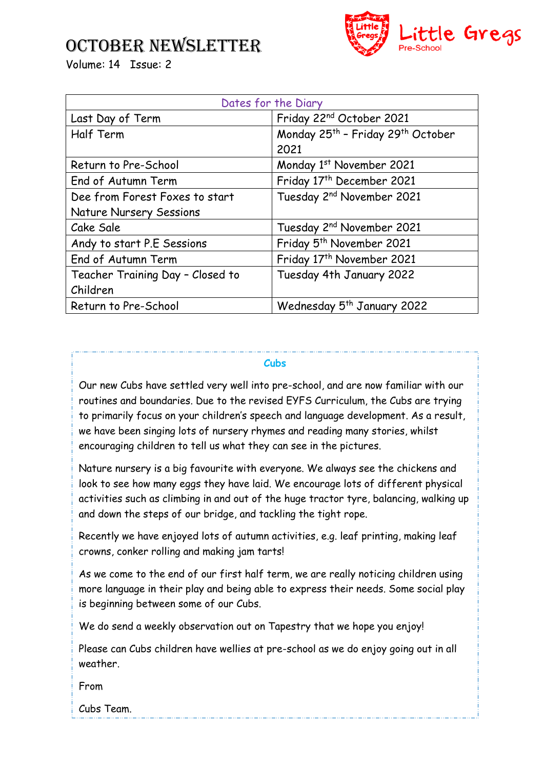# OCTOBER NEWSLETTER

Volume: 14 Issue: 2

Little Gregs Pre-School

| Dates for the Diary | |
|---|---|
| Last Day of Term | Friday 22nd October 2021 |
| Half Term | Monday 25th – Friday 29th October 2021 |
| Return to Pre-School | Monday 1st November 2021 |
| End of Autumn Term | Friday 17th December 2021 |
| Dee from Forest Foxes to start Nature Nursery Sessions | Tuesday 2nd November 2021 |
| Cake Sale | Tuesday 2nd November 2021 |
| Andy to start P.E Sessions | Friday 5th November 2021 |
| End of Autumn Term | Friday 17th November 2021 |
| Teacher Training Day – Closed to Children | Tuesday 4th January 2022 |
| Return to Pre-School | Wednesday 5th January 2022 |

## Cubs

Our new Cubs have settled very well into pre-school, and are now familiar with our routines and boundaries. Due to the revised EYFS Curriculum, the Cubs are trying to primarily focus on your children's speech and language development. As a result, we have been singing lots of nursery rhymes and reading many stories, whilst encouraging children to tell us what they can see in the pictures.

Nature nursery is a big favourite with everyone. We always see the chickens and look to see how many eggs they have laid. We encourage lots of different physical activities such as climbing in and out of the huge tractor tyre, balancing, walking up and down the steps of our bridge, and tackling the tight rope.

Recently we have enjoyed lots of autumn activities, e.g. leaf printing, making leaf crowns, conker rolling and making jam tarts!

As we come to the end of our first half term, we are really noticing children using more language in their play and being able to express their needs. Some social play is beginning between some of our Cubs.

We do send a weekly observation out on Tapestry that we hope you enjoy!

Please can Cubs children have wellies at pre-school as we do enjoy going out in all weather.

From

Cubs Team.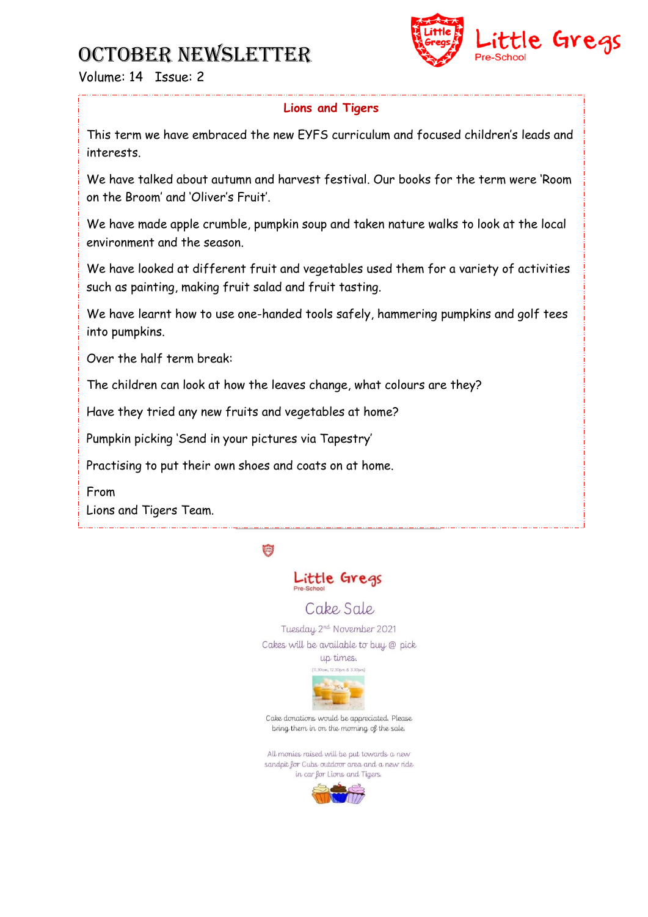# OCTOBER NEWSLETTER

Volume: 14 Issue: 2

Little Gregs Pre-School

## Lions and Tigers

This term we have embraced the new EYFS curriculum and focused children's leads and interests.

We have talked about autumn and harvest festival. Our books for the term were 'Room on the Broom' and 'Oliver's Fruit'.

We have made apple crumble, pumpkin soup and taken nature walks to look at the local environment and the season.

We have looked at different fruit and vegetables used them for a variety of activities such as painting, making fruit salad and fruit tasting.

We have learnt how to use one-handed tools safely, hammering pumpkins and golf tees into pumpkins.

Over the half term break:

The children can look at how the leaves change, what colours are they?

Have they tried any new fruits and vegetables at home?

Pumpkin picking 'Send in your pictures via Tapestry'

Practising to put their own shoes and coats on at home.

From
Lions and Tigers Team.

---

Little Gregs Pre-School

## Cake Sale

Tuesday 2nd November 2021

Cakes will be available to buy @ pick up times.

(11.30am, 12.30pm & 3.30pm)

Cake donations would be appreciated. Please bring them in on the morning of the sale.

All monies raised will be put towards a new sandpit for Cubs outdoor area and a new ride in car for Lions and Tigers.